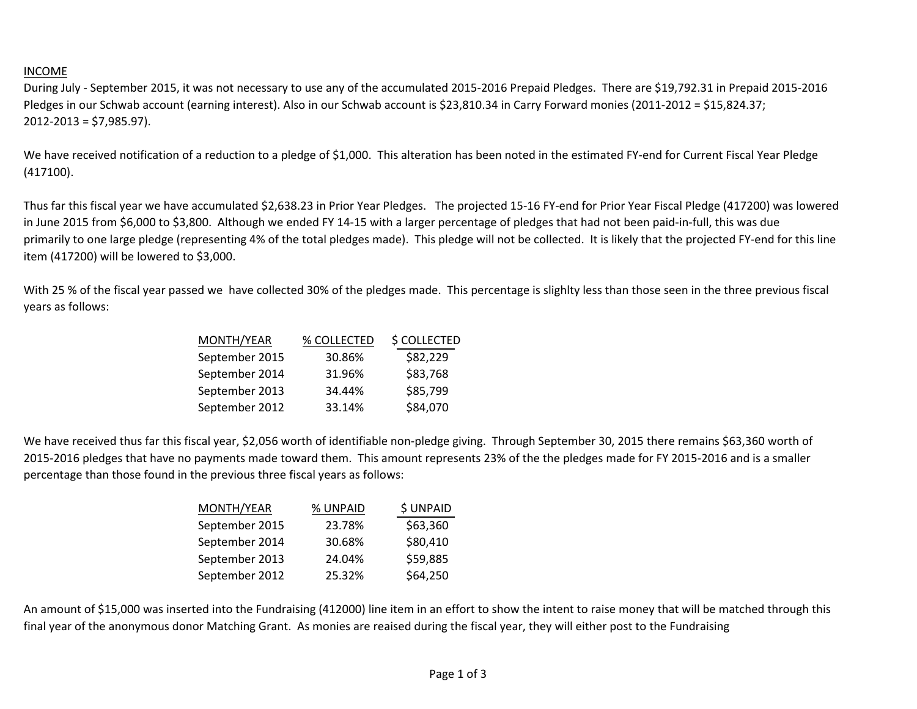INCOME

During July - September 2015, it was not necessary to use any of the accumulated 2015-2016 Prepaid Pledges. There are $19,792.31 in Prepaid 2015-2016 Pledges in our Schwab account (earning interest). Also in our Schwab account is $23,810.34 in Carry Forward monies (2011-2012 = $15,824.37; 2012-2013 = $7,985.97).

We have received notification of a reduction to a pledge of $1,000. This alteration has been noted in the estimated FY-end for Current Fiscal Year Pledge (417100).

Thus far this fiscal year we have accumulated $2,638.23 in Prior Year Pledges. The projected 15-16 FY-end for Prior Year Fiscal Pledge (417200) was lowered in June 2015 from $6,000 to $3,800. Although we ended FY 14-15 with a larger percentage of pledges that had not been paid-in-full, this was due primarily to one large pledge (representing 4% of the total pledges made). This pledge will not be collected. It is likely that the projected FY-end for this line item (417200) will be lowered to $3,000.

With 25 % of the fiscal year passed we have collected 30% of the pledges made. This percentage is slighlty less than those seen in the three previous fiscal years as follows:

| MONTH/YEAR | % COLLECTED | $ COLLECTED |
|---|---|---|
| September 2015 | 30.86% | $82,229 |
| September 2014 | 31.96% | $83,768 |
| September 2013 | 34.44% | $85,799 |
| September 2012 | 33.14% | $84,070 |

We have received thus far this fiscal year, $2,056 worth of identifiable non-pledge giving. Through September 30, 2015 there remains $63,360 worth of 2015-2016 pledges that have no payments made toward them. This amount represents 23% of the the pledges made for FY 2015-2016 and is a smaller percentage than those found in the previous three fiscal years as follows:

| MONTH/YEAR | % UNPAID | $ UNPAID |
|---|---|---|
| September 2015 | 23.78% | $63,360 |
| September 2014 | 30.68% | $80,410 |
| September 2013 | 24.04% | $59,885 |
| September 2012 | 25.32% | $64,250 |

An amount of $15,000 was inserted into the Fundraising (412000) line item in an effort to show the intent to raise money that will be matched through this final year of the anonymous donor Matching Grant. As monies are reaised during the fiscal year, they will either post to the Fundraising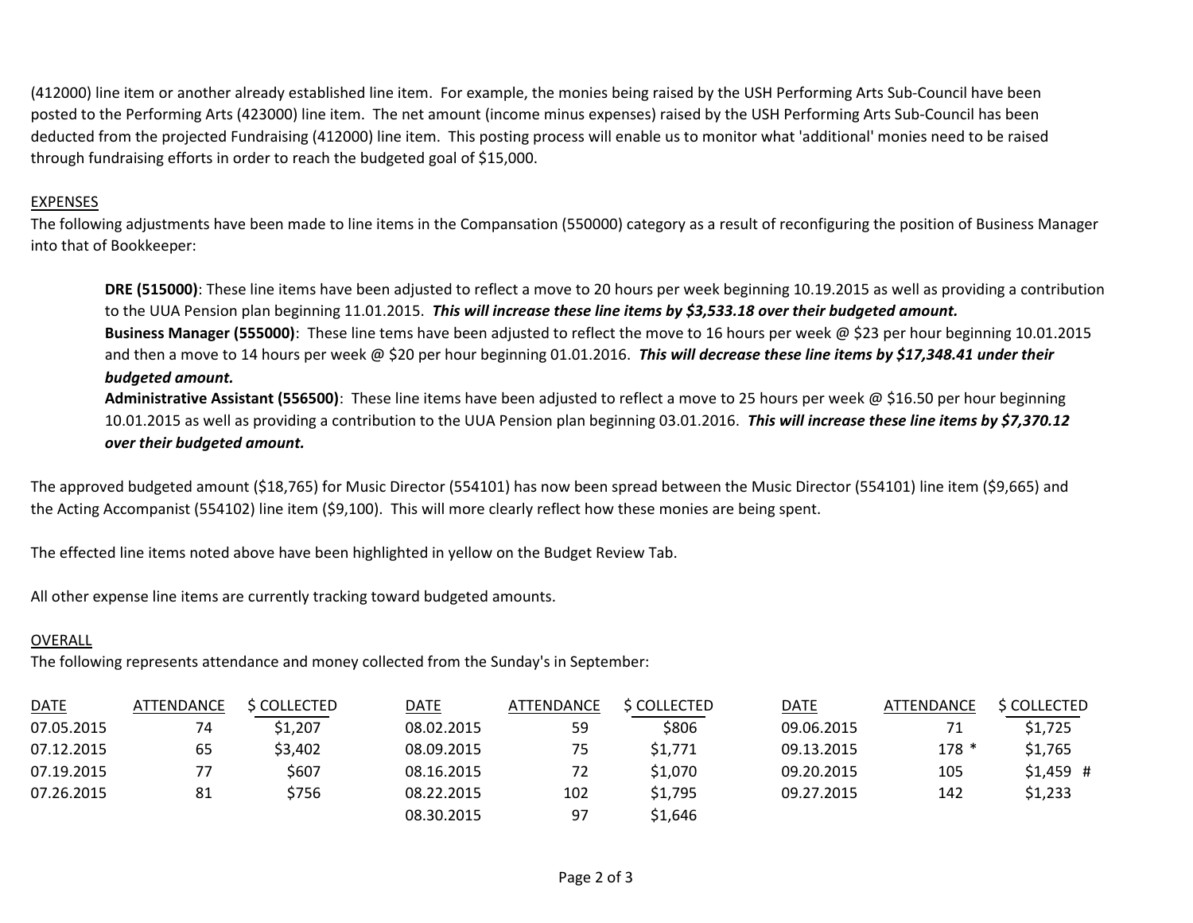(412000) line item or another already established line item. For example, the monies being raised by the USH Performing Arts Sub-Council have been posted to the Performing Arts (423000) line item. The net amount (income minus expenses) raised by the USH Performing Arts Sub-Council has been deducted from the projected Fundraising (412000) line item. This posting process will enable us to monitor what 'additional' monies need to be raised through fundraising efforts in order to reach the budgeted goal of $15,000.

EXPENSES

The following adjustments have been made to line items in the Compansation (550000) category as a result of reconfiguring the position of Business Manager into that of Bookkeeper:

> **DRE (515000)**: These line items have been adjusted to reflect a move to 20 hours per week beginning 10.19.2015 as well as providing a contribution to the UUA Pension plan beginning 11.01.2015. ***This will increase these line items by $3,533.18 over their budgeted amount.***
>
> **Business Manager (555000)**: These line tems have been adjusted to reflect the move to 16 hours per week @ $23 per hour beginning 10.01.2015 and then a move to 14 hours per week @ $20 per hour beginning 01.01.2016. ***This will decrease these line items by $17,348.41 under their budgeted amount.***
>
> **Administrative Assistant (556500)**: These line items have been adjusted to reflect a move to 25 hours per week @ $16.50 per hour beginning 10.01.2015 as well as providing a contribution to the UUA Pension plan beginning 03.01.2016. ***This will increase these line items by $7,370.12 over their budgeted amount.***

The approved budgeted amount ($18,765) for Music Director (554101) has now been spread between the Music Director (554101) line item ($9,665) and the Acting Accompanist (554102) line item ($9,100). This will more clearly reflect how these monies are being spent.

The effected line items noted above have been highlighted in yellow on the Budget Review Tab.

All other expense line items are currently tracking toward budgeted amounts.

OVERALL

The following represents attendance and money collected from the Sunday's in September:

| DATE | ATTENDANCE | $ COLLECTED | DATE | ATTENDANCE | $ COLLECTED | DATE | ATTENDANCE | $ COLLECTED |
|---|---|---|---|---|---|---|---|---|
| 07.05.2015 | 74 | $1,207 | 08.02.2015 | 59 | $806 | 09.06.2015 | 71 | $1,725 |
| 07.12.2015 | 65 | $3,402 | 08.09.2015 | 75 | $1,771 | 09.13.2015 | 178 * | $1,765 |
| 07.19.2015 | 77 | $607 | 08.16.2015 | 72 | $1,070 | 09.20.2015 | 105 | $1,459 # |
| 07.26.2015 | 81 | $756 | 08.22.2015 | 102 | $1,795 | 09.27.2015 | 142 | $1,233 |
| | | | 08.30.2015 | 97 | $1,646 | | | |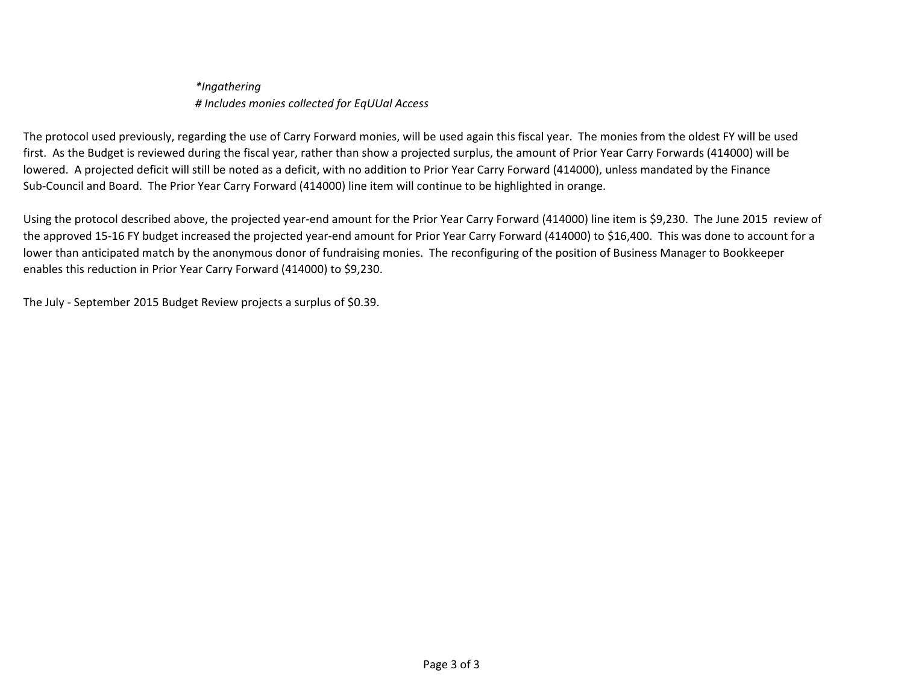*\*Ingathering*
*# Includes monies collected for EqUUal Access*

The protocol used previously, regarding the use of Carry Forward monies, will be used again this fiscal year. The monies from the oldest FY will be used first. As the Budget is reviewed during the fiscal year, rather than show a projected surplus, the amount of Prior Year Carry Forwards (414000) will be lowered. A projected deficit will still be noted as a deficit, with no addition to Prior Year Carry Forward (414000), unless mandated by the Finance Sub-Council and Board. The Prior Year Carry Forward (414000) line item will continue to be highlighted in orange.

Using the protocol described above, the projected year-end amount for the Prior Year Carry Forward (414000) line item is $9,230. The June 2015 review of the approved 15-16 FY budget increased the projected year-end amount for Prior Year Carry Forward (414000) to $16,400. This was done to account for a lower than anticipated match by the anonymous donor of fundraising monies. The reconfiguring of the position of Business Manager to Bookkeeper enables this reduction in Prior Year Carry Forward (414000) to $9,230.

The July - September 2015 Budget Review projects a surplus of $0.39.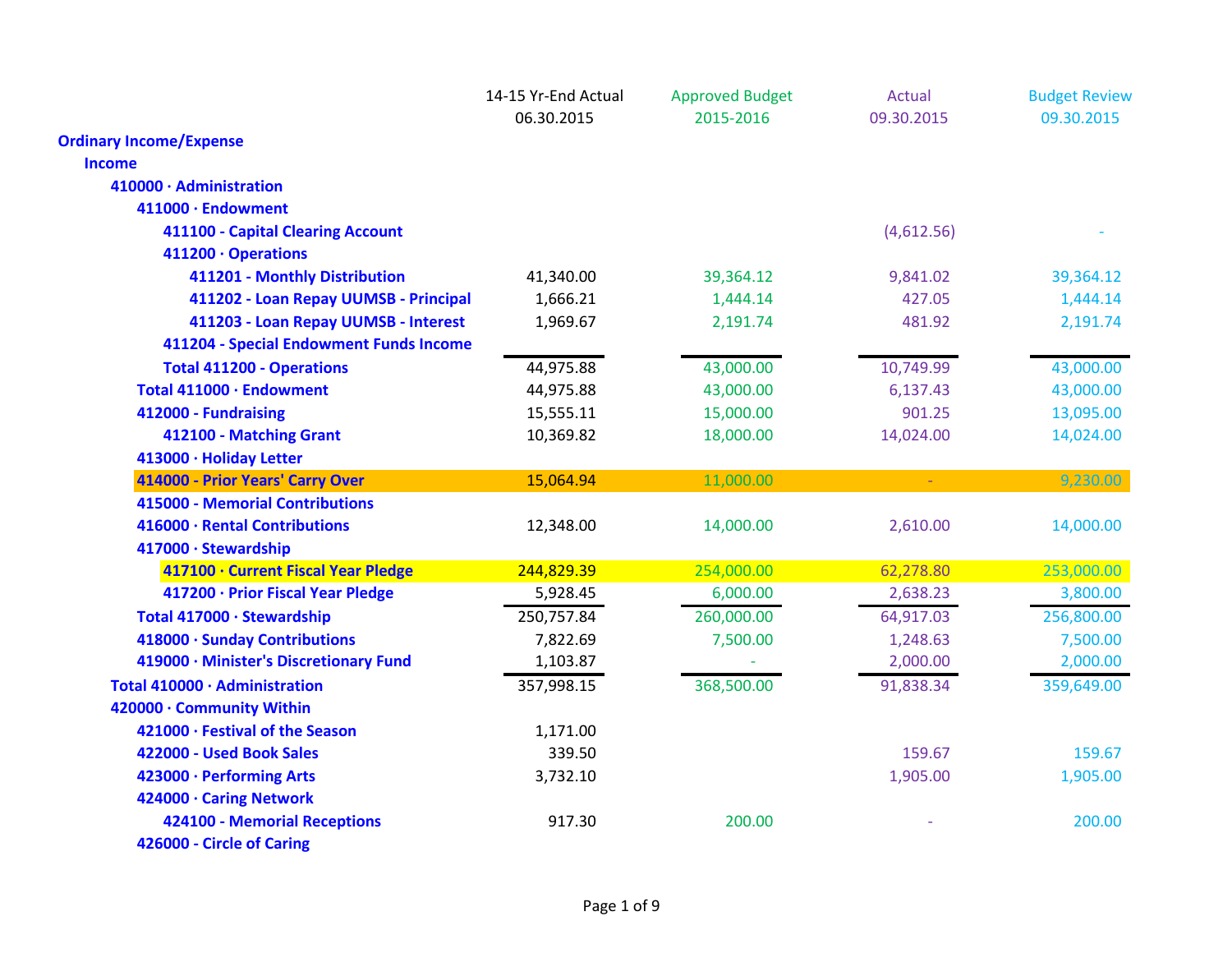| | 14-15 Yr-End Actual 06.30.2015 | Approved Budget 2015-2016 | Actual 09.30.2015 | Budget Review 09.30.2015 |
|---|---|---|---|---|
| **Ordinary Income/Expense** | | | | |
| **Income** | | | | |
| **410000 · Administration** | | | | |
| **411000 · Endowment** | | | | |
| **411100 - Capital Clearing Account** | | | (4,612.56) | - |
| **411200 · Operations** | | | | |
| **411201 - Monthly Distribution** | 41,340.00 | 39,364.12 | 9,841.02 | 39,364.12 |
| **411202 - Loan Repay UUMSB - Principal** | 1,666.21 | 1,444.14 | 427.05 | 1,444.14 |
| **411203 - Loan Repay UUMSB - Interest** | 1,969.67 | 2,191.74 | 481.92 | 2,191.74 |
| **411204 - Special Endowment Funds Income** | | | | |
| **Total 411200 - Operations** | 44,975.88 | 43,000.00 | 10,749.99 | 43,000.00 |
| **Total 411000 · Endowment** | 44,975.88 | 43,000.00 | 6,137.43 | 43,000.00 |
| **412000 - Fundraising** | 15,555.11 | 15,000.00 | 901.25 | 13,095.00 |
| **412100 - Matching Grant** | 10,369.82 | 18,000.00 | 14,024.00 | 14,024.00 |
| **413000 · Holiday Letter** | | | | |
| **414000 - Prior Years' Carry Over** | 15,064.94 | 11,000.00 | - | 9,230.00 |
| **415000 - Memorial Contributions** | | | | |
| **416000 · Rental Contributions** | 12,348.00 | 14,000.00 | 2,610.00 | 14,000.00 |
| **417000 · Stewardship** | | | | |
| **417100 · Current Fiscal Year Pledge** | 244,829.39 | 254,000.00 | 62,278.80 | 253,000.00 |
| **417200 · Prior Fiscal Year Pledge** | 5,928.45 | 6,000.00 | 2,638.23 | 3,800.00 |
| **Total 417000 · Stewardship** | 250,757.84 | 260,000.00 | 64,917.03 | 256,800.00 |
| **418000 · Sunday Contributions** | 7,822.69 | 7,500.00 | 1,248.63 | 7,500.00 |
| **419000 · Minister's Discretionary Fund** | 1,103.87 | - | 2,000.00 | 2,000.00 |
| **Total 410000 · Administration** | 357,998.15 | 368,500.00 | 91,838.34 | 359,649.00 |
| **420000 · Community Within** | | | | |
| **421000 · Festival of the Season** | 1,171.00 | | | |
| **422000 - Used Book Sales** | 339.50 | | 159.67 | 159.67 |
| **423000 · Performing Arts** | 3,732.10 | | 1,905.00 | 1,905.00 |
| **424000 · Caring Network** | | | | |
| **424100 - Memorial Receptions** | 917.30 | 200.00 | - | 200.00 |
| **426000 - Circle of Caring** | | | | |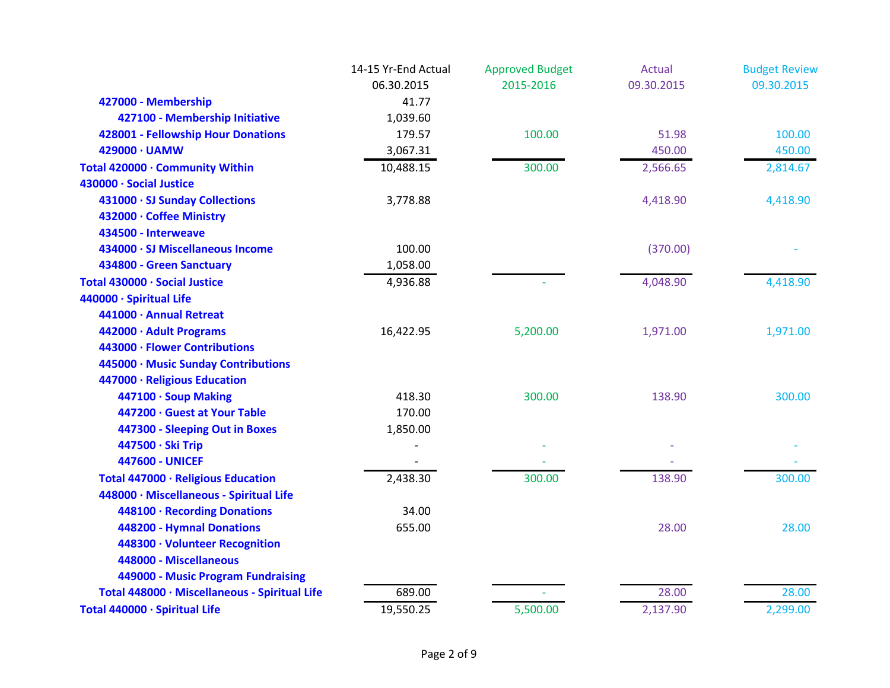| | 14-15 Yr-End Actual 06.30.2015 | Approved Budget 2015-2016 | Actual 09.30.2015 | Budget Review 09.30.2015 |
|---|---|---|---|---|
| 427000 - Membership | 41.77 | | | |
| 427100 - Membership Initiative | 1,039.60 | | | |
| 428001 - Fellowship Hour Donations | 179.57 | 100.00 | 51.98 | 100.00 |
| 429000 · UAMW | 3,067.31 | | 450.00 | 450.00 |
| Total 420000 · Community Within | 10,488.15 | 300.00 | 2,566.65 | 2,814.67 |
| 430000 · Social Justice | | | | |
| 431000 · SJ Sunday Collections | 3,778.88 | | 4,418.90 | 4,418.90 |
| 432000 · Coffee Ministry | | | | |
| 434500 - Interweave | | | | |
| 434000 · SJ Miscellaneous Income | 100.00 | | (370.00) | - |
| 434800 - Green Sanctuary | 1,058.00 | | | |
| Total 430000 · Social Justice | 4,936.88 | - | 4,048.90 | 4,418.90 |
| 440000 · Spiritual Life | | | | |
| 441000 · Annual Retreat | | | | |
| 442000 · Adult Programs | 16,422.95 | 5,200.00 | 1,971.00 | 1,971.00 |
| 443000 · Flower Contributions | | | | |
| 445000 · Music Sunday Contributions | | | | |
| 447000 · Religious Education | | | | |
| 447100 · Soup Making | 418.30 | 300.00 | 138.90 | 300.00 |
| 447200 · Guest at Your Table | 170.00 | | | |
| 447300 - Sleeping Out in Boxes | 1,850.00 | | | |
| 447500 · Ski Trip | - | - | - | - |
| 447600 · UNICEF | - | - | - | - |
| Total 447000 · Religious Education | 2,438.30 | 300.00 | 138.90 | 300.00 |
| 448000 · Miscellaneous - Spiritual Life | | | | |
| 448100 · Recording Donations | 34.00 | | | |
| 448200 - Hymnal Donations | 655.00 | | 28.00 | 28.00 |
| 448300 · Volunteer Recognition | | | | |
| 448000 - Miscellaneous | | | | |
| 449000 - Music Program Fundraising | | | | |
| Total 448000 · Miscellaneous - Spiritual Life | 689.00 | - | 28.00 | 28.00 |
| Total 440000 · Spiritual Life | 19,550.25 | 5,500.00 | 2,137.90 | 2,299.00 |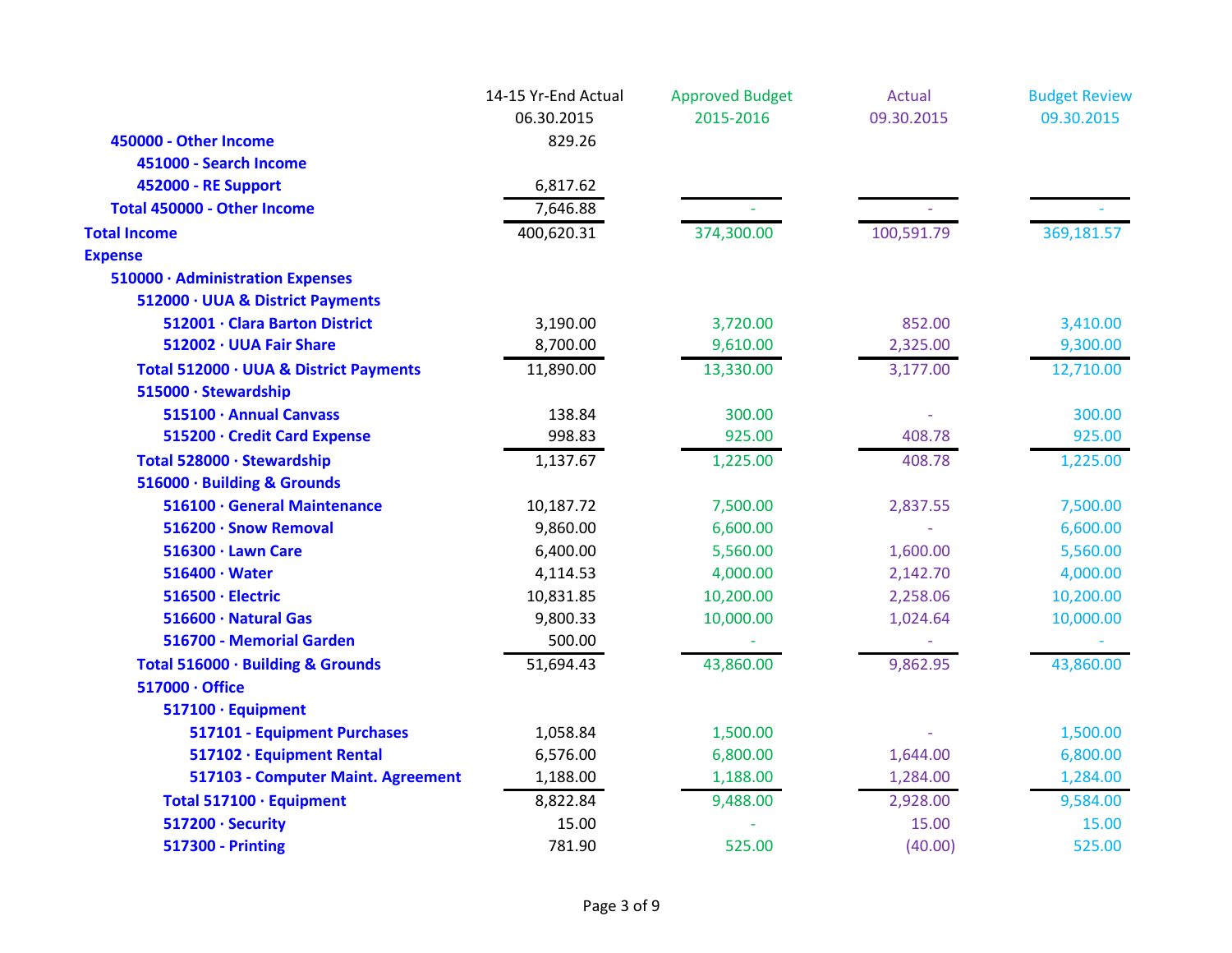| | 14-15 Yr-End Actual 06.30.2015 | Approved Budget 2015-2016 | Actual 09.30.2015 | Budget Review 09.30.2015 |
|---|---|---|---|---|
| **450000 - Other Income** | 829.26 | | | |
| **451000 - Search Income** | | | | |
| **452000 - RE Support** | 6,817.62 | | | |
| **Total 450000 - Other Income** | 7,646.88 | - | - | - |
| **Total Income** | 400,620.31 | 374,300.00 | 100,591.79 | 369,181.57 |
| **Expense** | | | | |
| **510000 · Administration Expenses** | | | | |
| **512000 · UUA & District Payments** | | | | |
| **512001 · Clara Barton District** | 3,190.00 | 3,720.00 | 852.00 | 3,410.00 |
| **512002 · UUA Fair Share** | 8,700.00 | 9,610.00 | 2,325.00 | 9,300.00 |
| **Total 512000 · UUA & District Payments** | 11,890.00 | 13,330.00 | 3,177.00 | 12,710.00 |
| **515000 · Stewardship** | | | | |
| **515100 · Annual Canvass** | 138.84 | 300.00 | - | 300.00 |
| **515200 · Credit Card Expense** | 998.83 | 925.00 | 408.78 | 925.00 |
| **Total 528000 · Stewardship** | 1,137.67 | 1,225.00 | 408.78 | 1,225.00 |
| **516000 · Building & Grounds** | | | | |
| **516100 · General Maintenance** | 10,187.72 | 7,500.00 | 2,837.55 | 7,500.00 |
| **516200 · Snow Removal** | 9,860.00 | 6,600.00 | - | 6,600.00 |
| **516300 · Lawn Care** | 6,400.00 | 5,560.00 | 1,600.00 | 5,560.00 |
| **516400 · Water** | 4,114.53 | 4,000.00 | 2,142.70 | 4,000.00 |
| **516500 · Electric** | 10,831.85 | 10,200.00 | 2,258.06 | 10,200.00 |
| **516600 · Natural Gas** | 9,800.33 | 10,000.00 | 1,024.64 | 10,000.00 |
| **516700 - Memorial Garden** | 500.00 | - | - | - |
| **Total 516000 · Building & Grounds** | 51,694.43 | 43,860.00 | 9,862.95 | 43,860.00 |
| **517000 · Office** | | | | |
| **517100 · Equipment** | | | | |
| **517101 - Equipment Purchases** | 1,058.84 | 1,500.00 | - | 1,500.00 |
| **517102 · Equipment Rental** | 6,576.00 | 6,800.00 | 1,644.00 | 6,800.00 |
| **517103 - Computer Maint. Agreement** | 1,188.00 | 1,188.00 | 1,284.00 | 1,284.00 |
| **Total 517100 · Equipment** | 8,822.84 | 9,488.00 | 2,928.00 | 9,584.00 |
| **517200 · Security** | 15.00 | - | 15.00 | 15.00 |
| **517300 - Printing** | 781.90 | 525.00 | (40.00) | 525.00 |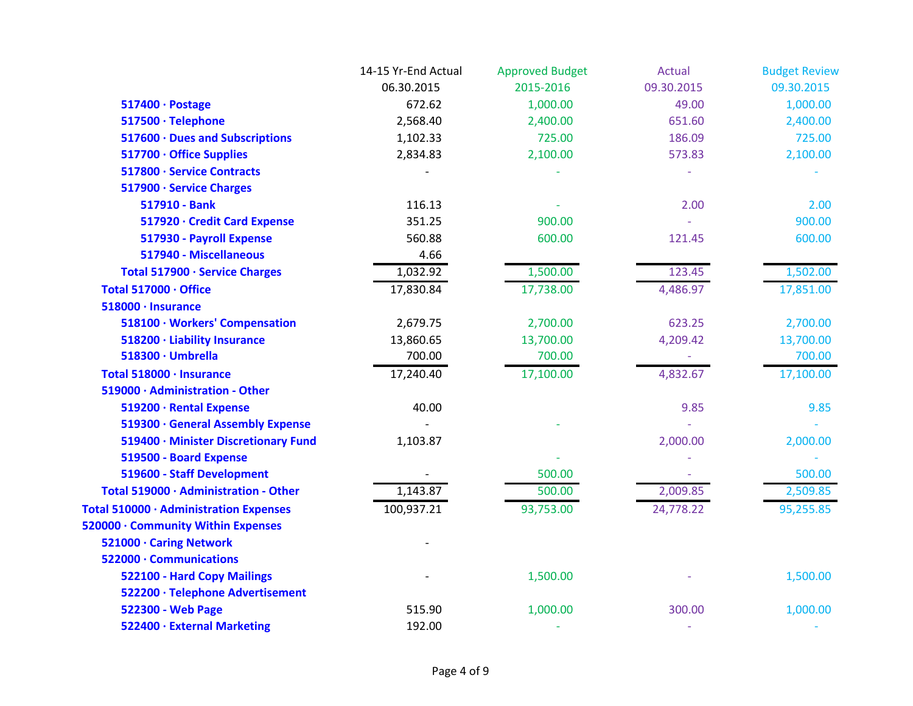| | 14-15 Yr-End Actual 06.30.2015 | Approved Budget 2015-2016 | Actual 09.30.2015 | Budget Review 09.30.2015 |
|---|---|---|---|---|
| **517400 · Postage** | 672.62 | 1,000.00 | 49.00 | 1,000.00 |
| **517500 · Telephone** | 2,568.40 | 2,400.00 | 651.60 | 2,400.00 |
| **517600 · Dues and Subscriptions** | 1,102.33 | 725.00 | 186.09 | 725.00 |
| **517700 · Office Supplies** | 2,834.83 | 2,100.00 | 573.83 | 2,100.00 |
| **517800 · Service Contracts** | - | - | - | - |
| **517900 · Service Charges** | | | | |
| **517910 - Bank** | 116.13 | - | 2.00 | 2.00 |
| **517920 · Credit Card Expense** | 351.25 | 900.00 | - | 900.00 |
| **517930 - Payroll Expense** | 560.88 | 600.00 | 121.45 | 600.00 |
| **517940 - Miscellaneous** | 4.66 | | | |
| **Total 517900 · Service Charges** | 1,032.92 | 1,500.00 | 123.45 | 1,502.00 |
| **Total 517000 · Office** | 17,830.84 | 17,738.00 | 4,486.97 | 17,851.00 |
| **518000 · Insurance** | | | | |
| **518100 · Workers' Compensation** | 2,679.75 | 2,700.00 | 623.25 | 2,700.00 |
| **518200 · Liability Insurance** | 13,860.65 | 13,700.00 | 4,209.42 | 13,700.00 |
| **518300 · Umbrella** | 700.00 | 700.00 | - | 700.00 |
| **Total 518000 · Insurance** | 17,240.40 | 17,100.00 | 4,832.67 | 17,100.00 |
| **519000 · Administration - Other** | | | | |
| **519200 · Rental Expense** | 40.00 | | 9.85 | 9.85 |
| **519300 · General Assembly Expense** | - | - | - | - |
| **519400 · Minister Discretionary Fund** | 1,103.87 | | 2,000.00 | 2,000.00 |
| **519500 - Board Expense** | | - | - | - |
| **519600 - Staff Development** | - | 500.00 | - | 500.00 |
| **Total 519000 · Administration - Other** | 1,143.87 | 500.00 | 2,009.85 | 2,509.85 |
| **Total 510000 · Administration Expenses** | 100,937.21 | 93,753.00 | 24,778.22 | 95,255.85 |
| **520000 · Community Within Expenses** | | | | |
| **521000 · Caring Network** | - | | | |
| **522000 · Communications** | | | | |
| **522100 - Hard Copy Mailings** | - | 1,500.00 | - | 1,500.00 |
| **522200 · Telephone Advertisement** | | | | |
| **522300 - Web Page** | 515.90 | 1,000.00 | 300.00 | 1,000.00 |
| **522400 · External Marketing** | 192.00 | - | - | - |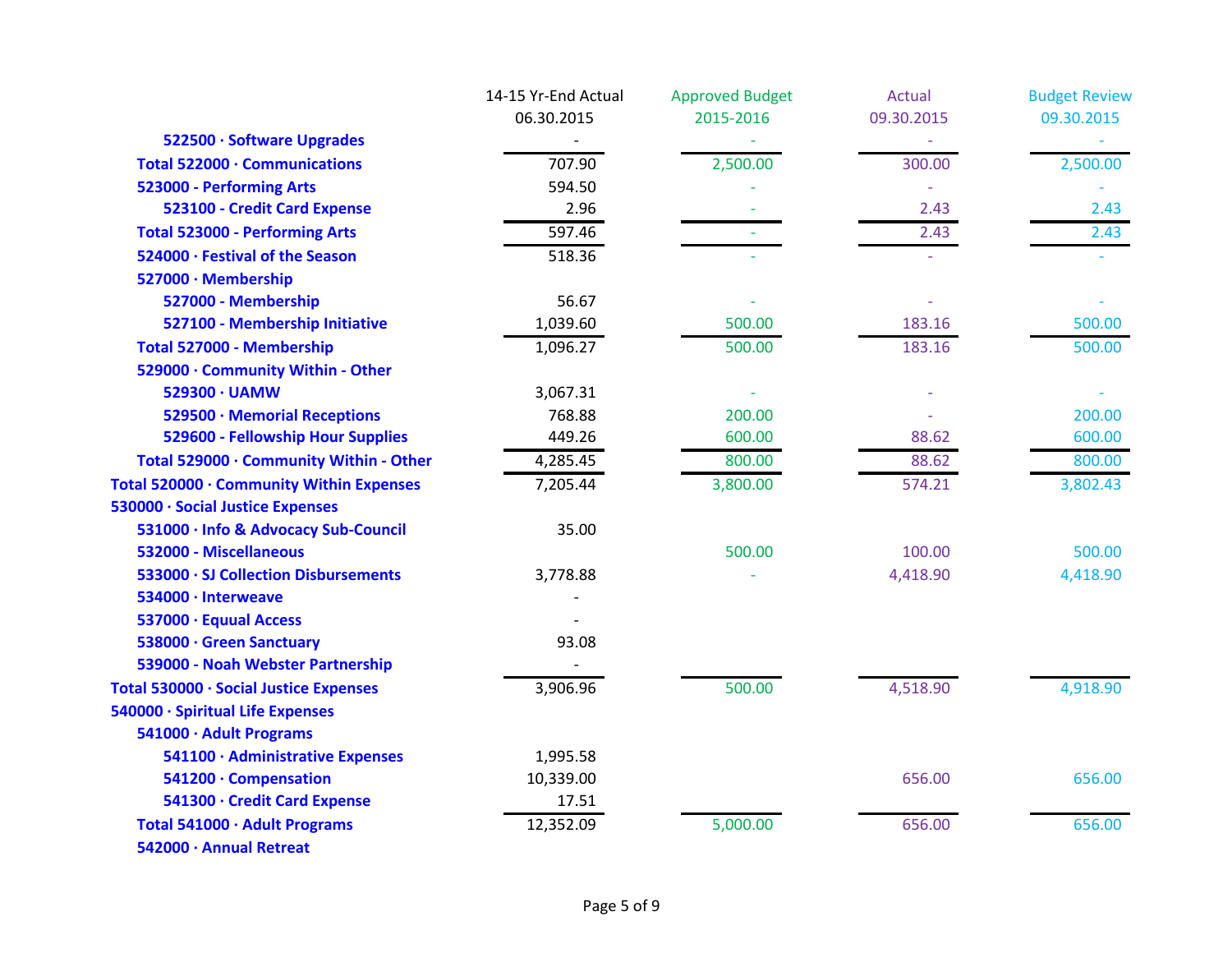| | 14-15 Yr-End Actual 06.30.2015 | Approved Budget 2015-2016 | Actual 09.30.2015 | Budget Review 09.30.2015 |
|---|---|---|---|---|
| 522500 · Software Upgrades | - | - | - | - |
| Total 522000 · Communications | 707.90 | 2,500.00 | 300.00 | 2,500.00 |
| 523000 - Performing Arts | 594.50 | - | - | - |
| 523100 - Credit Card Expense | 2.96 | - | 2.43 | 2.43 |
| Total 523000 - Performing Arts | 597.46 | - | 2.43 | 2.43 |
| 524000 · Festival of the Season | 518.36 | - | - | - |
| 527000 · Membership | | | | |
| 527000 - Membership | 56.67 | - | - | - |
| 527100 - Membership Initiative | 1,039.60 | 500.00 | 183.16 | 500.00 |
| Total 527000 - Membership | 1,096.27 | 500.00 | 183.16 | 500.00 |
| 529000 · Community Within - Other | | | | |
| 529300 · UAMW | 3,067.31 | - | - | - |
| 529500 · Memorial Receptions | 768.88 | 200.00 | - | 200.00 |
| 529600 - Fellowship Hour Supplies | 449.26 | 600.00 | 88.62 | 600.00 |
| Total 529000 · Community Within - Other | 4,285.45 | 800.00 | 88.62 | 800.00 |
| Total 520000 · Community Within Expenses | 7,205.44 | 3,800.00 | 574.21 | 3,802.43 |
| 530000 · Social Justice Expenses | | | | |
| 531000 · Info & Advocacy Sub-Council | 35.00 | | | |
| 532000 - Miscellaneous | | 500.00 | 100.00 | 500.00 |
| 533000 · SJ Collection Disbursements | 3,778.88 | - | 4,418.90 | 4,418.90 |
| 534000 · Interweave | - | | | |
| 537000 · Equual Access | - | | | |
| 538000 · Green Sanctuary | 93.08 | | | |
| 539000 - Noah Webster Partnership | - | | | |
| Total 530000 · Social Justice Expenses | 3,906.96 | 500.00 | 4,518.90 | 4,918.90 |
| 540000 · Spiritual Life Expenses | | | | |
| 541000 · Adult Programs | | | | |
| 541100 · Administrative Expenses | 1,995.58 | | | |
| 541200 · Compensation | 10,339.00 | | 656.00 | 656.00 |
| 541300 · Credit Card Expense | 17.51 | | | |
| Total 541000 · Adult Programs | 12,352.09 | 5,000.00 | 656.00 | 656.00 |
| 542000 · Annual Retreat | | | | |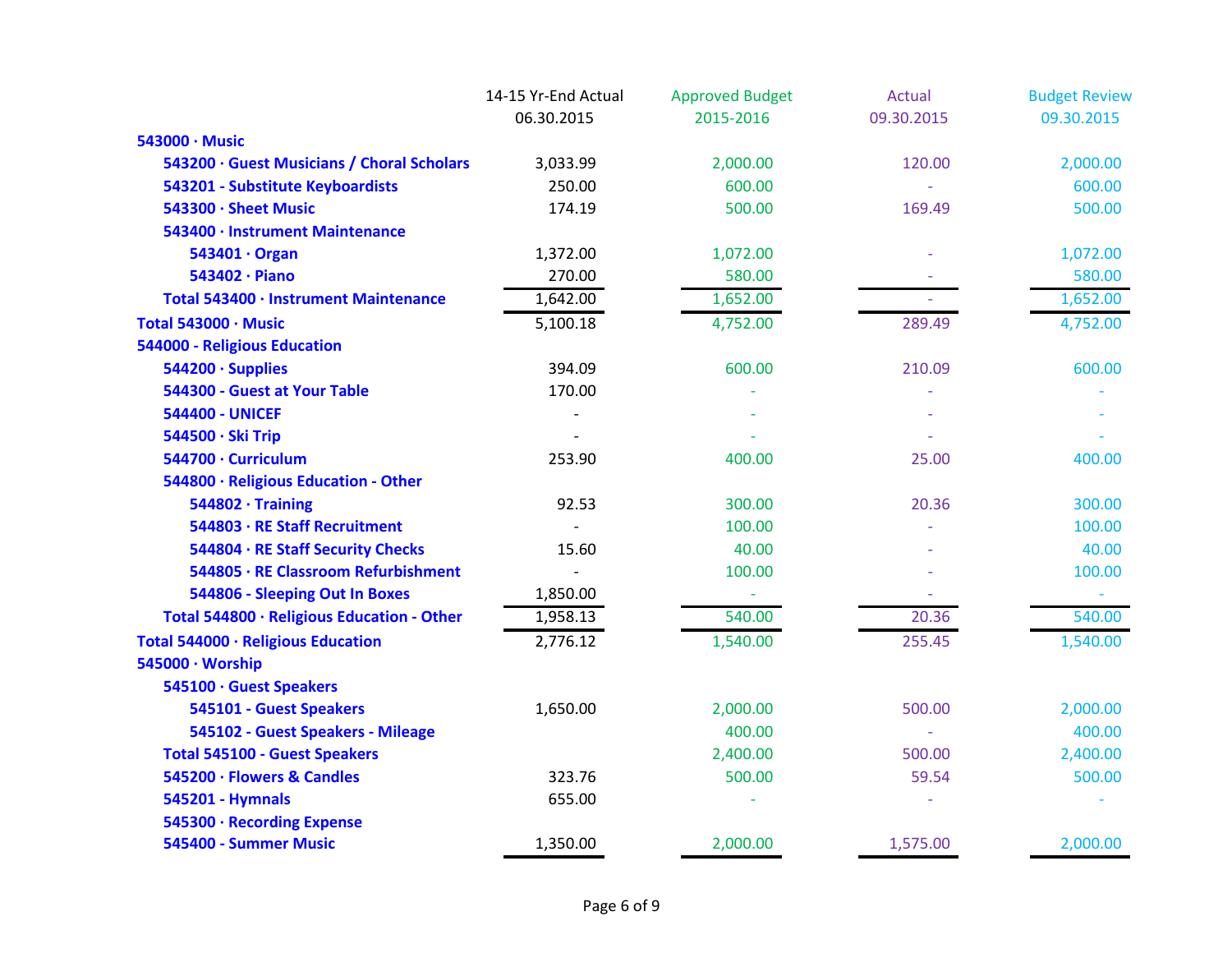| | 14-15 Yr-End Actual 06.30.2015 | Approved Budget 2015-2016 | Actual 09.30.2015 | Budget Review 09.30.2015 |
|---|---|---|---|---|
| **543000 · Music** | | | | |
| **543200 · Guest Musicians / Choral Scholars** | 3,033.99 | 2,000.00 | 120.00 | 2,000.00 |
| **543201 - Substitute Keyboardists** | 250.00 | 600.00 | - | 600.00 |
| **543300 · Sheet Music** | 174.19 | 500.00 | 169.49 | 500.00 |
| **543400 · Instrument Maintenance** | | | | |
| **543401 · Organ** | 1,372.00 | 1,072.00 | - | 1,072.00 |
| **543402 · Piano** | 270.00 | 580.00 | - | 580.00 |
| **Total 543400 · Instrument Maintenance** | 1,642.00 | 1,652.00 | - | 1,652.00 |
| **Total 543000 · Music** | 5,100.18 | 4,752.00 | 289.49 | 4,752.00 |
| **544000 - Religious Education** | | | | |
| **544200 · Supplies** | 394.09 | 600.00 | 210.09 | 600.00 |
| **544300 - Guest at Your Table** | 170.00 | - | - | - |
| **544400 - UNICEF** | - | - | - | - |
| **544500 · Ski Trip** | - | - | - | - |
| **544700 · Curriculum** | 253.90 | 400.00 | 25.00 | 400.00 |
| **544800 · Religious Education - Other** | | | | |
| **544802 · Training** | 92.53 | 300.00 | 20.36 | 300.00 |
| **544803 · RE Staff Recruitment** | - | 100.00 | - | 100.00 |
| **544804 · RE Staff Security Checks** | 15.60 | 40.00 | - | 40.00 |
| **544805 · RE Classroom Refurbishment** | - | 100.00 | - | 100.00 |
| **544806 - Sleeping Out In Boxes** | 1,850.00 | - | - | - |
| **Total 544800 · Religious Education - Other** | 1,958.13 | 540.00 | 20.36 | 540.00 |
| **Total 544000 · Religious Education** | 2,776.12 | 1,540.00 | 255.45 | 1,540.00 |
| **545000 · Worship** | | | | |
| **545100 · Guest Speakers** | | | | |
| **545101 - Guest Speakers** | 1,650.00 | 2,000.00 | 500.00 | 2,000.00 |
| **545102 - Guest Speakers - Mileage** | | 400.00 | - | 400.00 |
| **Total 545100 - Guest Speakers** | | 2,400.00 | 500.00 | 2,400.00 |
| **545200 · Flowers & Candles** | 323.76 | 500.00 | 59.54 | 500.00 |
| **545201 - Hymnals** | 655.00 | - | - | - |
| **545300 · Recording Expense** | | | | |
| **545400 - Summer Music** | 1,350.00 | 2,000.00 | 1,575.00 | 2,000.00 |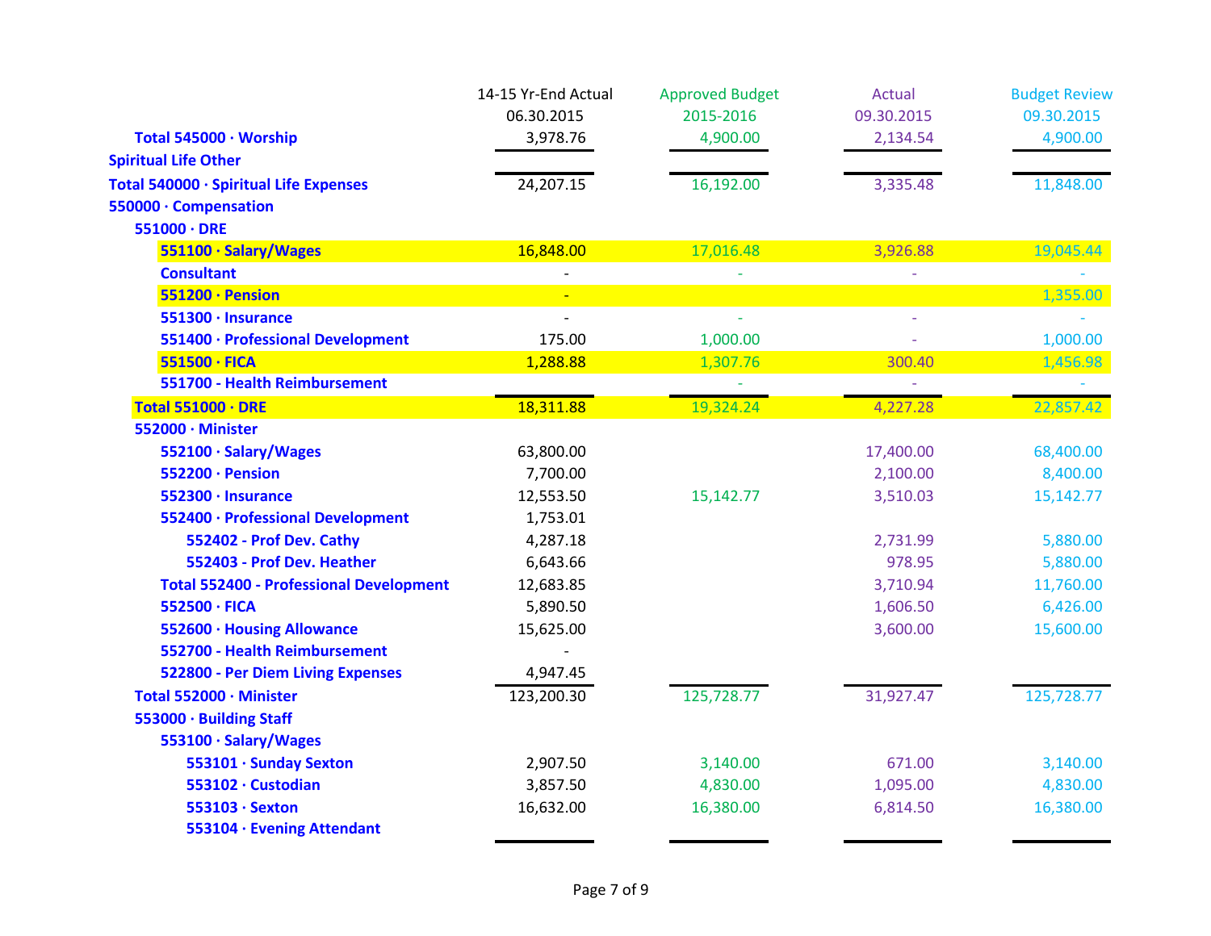| | 14-15 Yr-End Actual 06.30.2015 | Approved Budget 2015-2016 | Actual 09.30.2015 | Budget Review 09.30.2015 |
|---|---|---|---|---|
| **Total 545000 · Worship** | 3,978.76 | 4,900.00 | 2,134.54 | 4,900.00 |
| **Spiritual Life Other** | | | | |
| **Total 540000 · Spiritual Life Expenses** | 24,207.15 | 16,192.00 | 3,335.48 | 11,848.00 |
| **550000 · Compensation** | | | | |
| **551000 · DRE** | | | | |
| **551100 · Salary/Wages** | 16,848.00 | 17,016.48 | 3,926.88 | 19,045.44 |
| **Consultant** | - | - | - | - |
| **551200 · Pension** | - | | | 1,355.00 |
| **551300 · Insurance** | - | - | - | - |
| **551400 · Professional Development** | 175.00 | 1,000.00 | - | 1,000.00 |
| **551500 · FICA** | 1,288.88 | 1,307.76 | 300.40 | 1,456.98 |
| **551700 - Health Reimbursement** | | - | - | - |
| **Total 551000 · DRE** | 18,311.88 | 19,324.24 | 4,227.28 | 22,857.42 |
| **552000 · Minister** | | | | |
| **552100 · Salary/Wages** | 63,800.00 | | 17,400.00 | 68,400.00 |
| **552200 · Pension** | 7,700.00 | | 2,100.00 | 8,400.00 |
| **552300 · Insurance** | 12,553.50 | 15,142.77 | 3,510.03 | 15,142.77 |
| **552400 · Professional Development** | 1,753.01 | | | |
| **552402 - Prof Dev. Cathy** | 4,287.18 | | 2,731.99 | 5,880.00 |
| **552403 - Prof Dev. Heather** | 6,643.66 | | 978.95 | 5,880.00 |
| **Total 552400 - Professional Development** | 12,683.85 | | 3,710.94 | 11,760.00 |
| **552500 · FICA** | 5,890.50 | | 1,606.50 | 6,426.00 |
| **552600 · Housing Allowance** | 15,625.00 | | 3,600.00 | 15,600.00 |
| **552700 - Health Reimbursement** | - | | | |
| **522800 - Per Diem Living Expenses** | 4,947.45 | | | |
| **Total 552000 · Minister** | 123,200.30 | 125,728.77 | 31,927.47 | 125,728.77 |
| **553000 · Building Staff** | | | | |
| **553100 · Salary/Wages** | | | | |
| **553101 · Sunday Sexton** | 2,907.50 | 3,140.00 | 671.00 | 3,140.00 |
| **553102 · Custodian** | 3,857.50 | 4,830.00 | 1,095.00 | 4,830.00 |
| **553103 · Sexton** | 16,632.00 | 16,380.00 | 6,814.50 | 16,380.00 |
| **553104 · Evening Attendant** | | | | |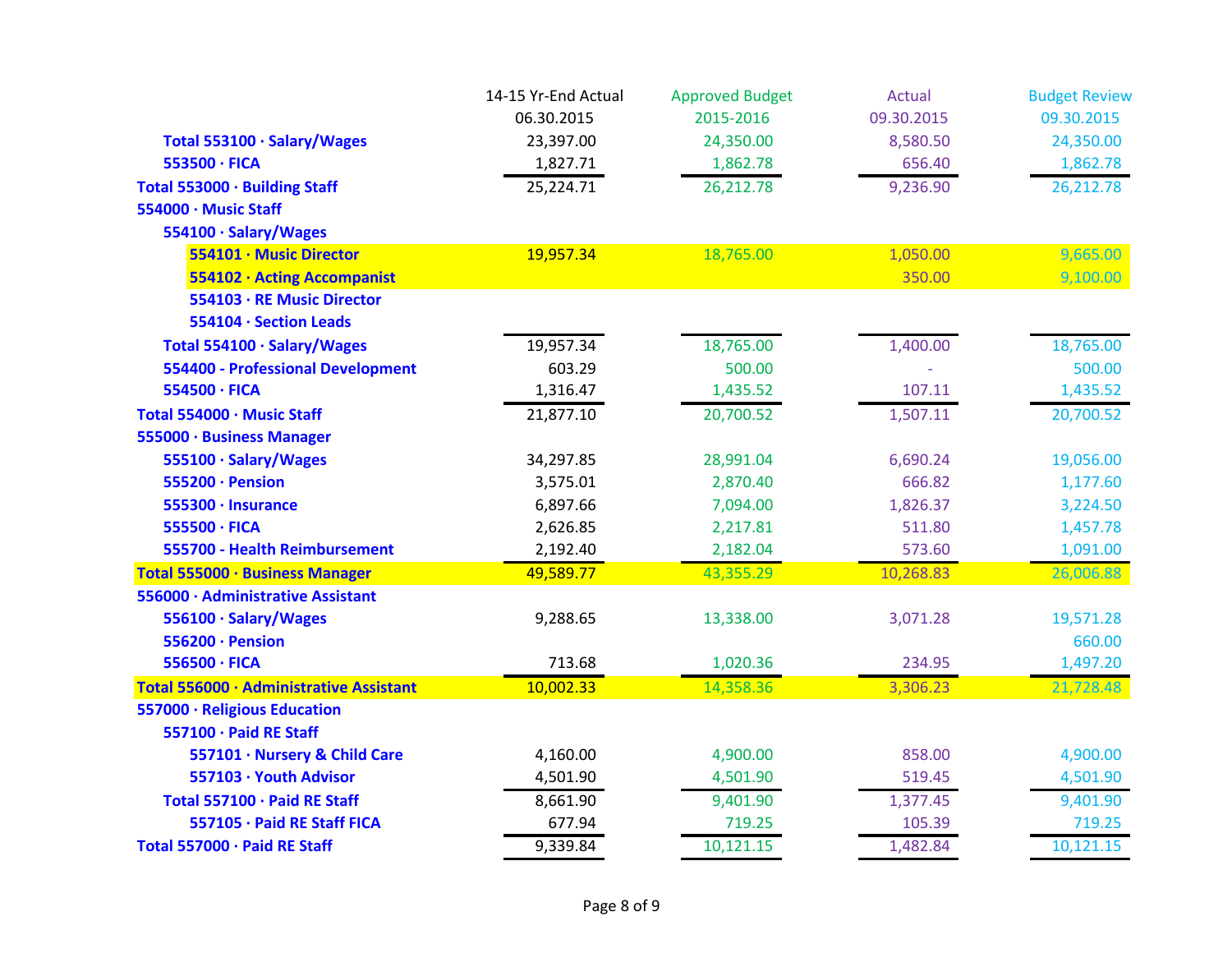| | 14-15 Yr-End Actual 06.30.2015 | Approved Budget 2015-2016 | Actual 09.30.2015 | Budget Review 09.30.2015 |
|---|---|---|---|---|
| Total 553100 · Salary/Wages | 23,397.00 | 24,350.00 | 8,580.50 | 24,350.00 |
| 553500 · FICA | 1,827.71 | 1,862.78 | 656.40 | 1,862.78 |
| **Total 553000 · Building Staff** | 25,224.71 | 26,212.78 | 9,236.90 | 26,212.78 |
| **554000 · Music Staff** | | | | |
| 554100 · Salary/Wages | | | | |
| 554101 · Music Director | 19,957.34 | 18,765.00 | 1,050.00 | 9,665.00 |
| 554102 · Acting Accompanist | | | 350.00 | 9,100.00 |
| 554103 · RE Music Director | | | | |
| 554104 · Section Leads | | | | |
| Total 554100 · Salary/Wages | 19,957.34 | 18,765.00 | 1,400.00 | 18,765.00 |
| 554400 - Professional Development | 603.29 | 500.00 | - | 500.00 |
| 554500 · FICA | 1,316.47 | 1,435.52 | 107.11 | 1,435.52 |
| **Total 554000 · Music Staff** | 21,877.10 | 20,700.52 | 1,507.11 | 20,700.52 |
| **555000 · Business Manager** | | | | |
| 555100 · Salary/Wages | 34,297.85 | 28,991.04 | 6,690.24 | 19,056.00 |
| 555200 · Pension | 3,575.01 | 2,870.40 | 666.82 | 1,177.60 |
| 555300 · Insurance | 6,897.66 | 7,094.00 | 1,826.37 | 3,224.50 |
| 555500 · FICA | 2,626.85 | 2,217.81 | 511.80 | 1,457.78 |
| 555700 - Health Reimbursement | 2,192.40 | 2,182.04 | 573.60 | 1,091.00 |
| **Total 555000 · Business Manager** | 49,589.77 | 43,355.29 | 10,268.83 | 26,006.88 |
| **556000 · Administrative Assistant** | | | | |
| 556100 · Salary/Wages | 9,288.65 | 13,338.00 | 3,071.28 | 19,571.28 |
| 556200 · Pension | | | | 660.00 |
| 556500 · FICA | 713.68 | 1,020.36 | 234.95 | 1,497.20 |
| **Total 556000 · Administrative Assistant** | 10,002.33 | 14,358.36 | 3,306.23 | 21,728.48 |
| **557000 · Religious Education** | | | | |
| 557100 · Paid RE Staff | | | | |
| 557101 · Nursery & Child Care | 4,160.00 | 4,900.00 | 858.00 | 4,900.00 |
| 557103 · Youth Advisor | 4,501.90 | 4,501.90 | 519.45 | 4,501.90 |
| Total 557100 · Paid RE Staff | 8,661.90 | 9,401.90 | 1,377.45 | 9,401.90 |
| 557105 · Paid RE Staff FICA | 677.94 | 719.25 | 105.39 | 719.25 |
| **Total 557000 · Paid RE Staff** | 9,339.84 | 10,121.15 | 1,482.84 | 10,121.15 |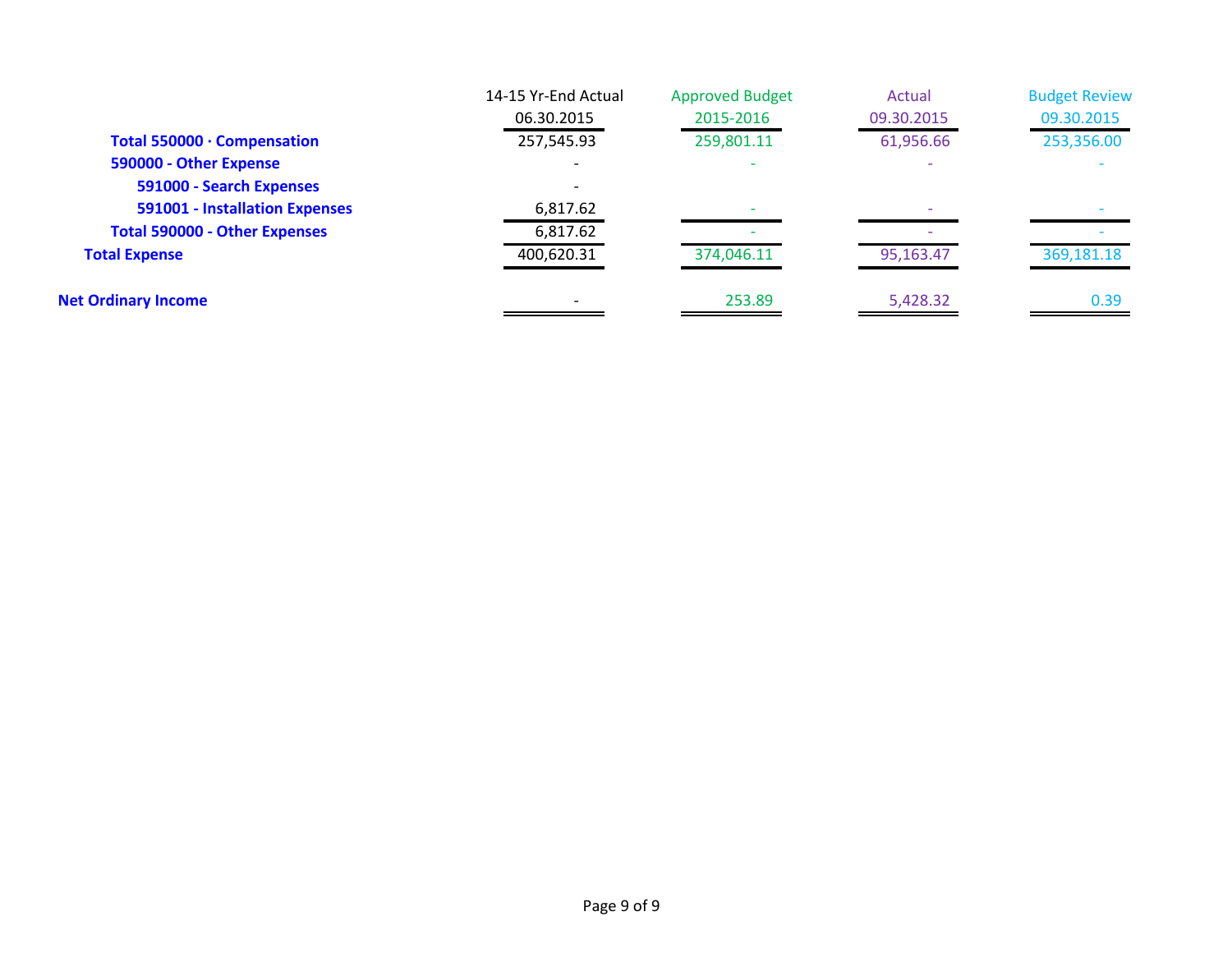| | 14-15 Yr-End Actual 06.30.2015 | Approved Budget 2015-2016 | Actual 09.30.2015 | Budget Review 09.30.2015 |
|---|---|---|---|---|
| **Total 550000 · Compensation** | 257,545.93 | 259,801.11 | 61,956.66 | 253,356.00 |
| **590000 - Other Expense** | - | - | - | - |
| **591000 - Search Expenses** | - | | | |
| **591001 - Installation Expenses** | 6,817.62 | - | - | - |
| **Total 590000 - Other Expenses** | 6,817.62 | - | - | - |
| **Total Expense** | 400,620.31 | 374,046.11 | 95,163.47 | 369,181.18 |
| **Net Ordinary Income** | - | 253.89 | 5,428.32 | 0.39 |